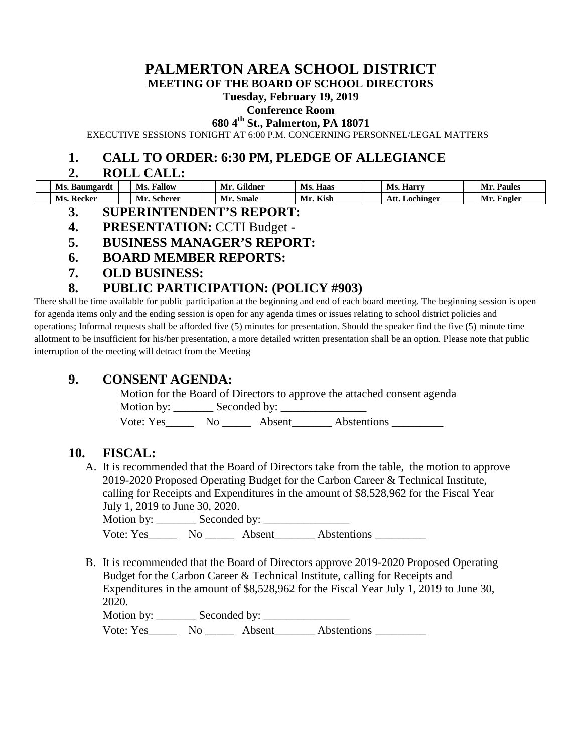# PALMERTON AREA SCHOOL DISTRICT

## MEETING OF THE BOARD OF SCHOOL DIRECTORS

**Tuesday, February 19, 2019**

**Conference Room**

**680 4th St., Palmerton, PA 18071**

EXECUTIVE SESSIONS TONIGHT AT 6:00 P.M. CONCERNING PERSONNEL/LEGAL MATTERS

## 1. CALL TO ORDER: 6:30 PM, PLEDGE OF ALLEGIANCE

## 2. ROLL CALL:

| | | | | | | | | | | | |
|---|---|---|---|---|---|---|---|---|---|---|---|
| | **Ms. Baumgardt** | | **Ms. Fallow** | | **Mr. Gildner** | | **Ms. Haas** | | **Ms. Harry** | | **Mr. Paules** |
| | **Ms. Recker** | | **Mr. Scherer** | | **Mr. Smale** | | **Mr. Kish** | | **Att. Lochinger** | | **Mr. Engler** |

## 3. SUPERINTENDENT'S REPORT:

## 4. PRESENTATION: CCTI Budget -

## 5. BUSINESS MANAGER'S REPORT:

## 6. BOARD MEMBER REPORTS:

## 7. OLD BUSINESS:

## 8. PUBLIC PARTICIPATION: (POLICY #903)

There shall be time available for public participation at the beginning and end of each board meeting. The beginning session is open for agenda items only and the ending session is open for any agenda times or issues relating to school district policies and operations; Informal requests shall be afforded five (5) minutes for presentation. Should the speaker find the five (5) minute time allotment to be insufficient for his/her presentation, a more detailed written presentation shall be an option. Please note that public interruption of the meeting will detract from the Meeting

## 9. CONSENT AGENDA:

Motion for the Board of Directors to approve the attached consent agenda

Motion by: _______ Seconded by: _______________

Vote: Yes_____ No _____ Absent_______ Abstentions _________

## 10. FISCAL:

A. It is recommended that the Board of Directors take from the table, the motion to approve 2019-2020 Proposed Operating Budget for the Carbon Career & Technical Institute, calling for Receipts and Expenditures in the amount of $8,528,962 for the Fiscal Year July 1, 2019 to June 30, 2020.

Motion by: _______ Seconded by: _______________

Vote: Yes_____ No _____ Absent_______ Abstentions _________

B. It is recommended that the Board of Directors approve 2019-2020 Proposed Operating Budget for the Carbon Career & Technical Institute, calling for Receipts and Expenditures in the amount of $8,528,962 for the Fiscal Year July 1, 2019 to June 30, 2020.

Motion by: _______ Seconded by: _______________

Vote: Yes_____ No _____ Absent_______ Abstentions _________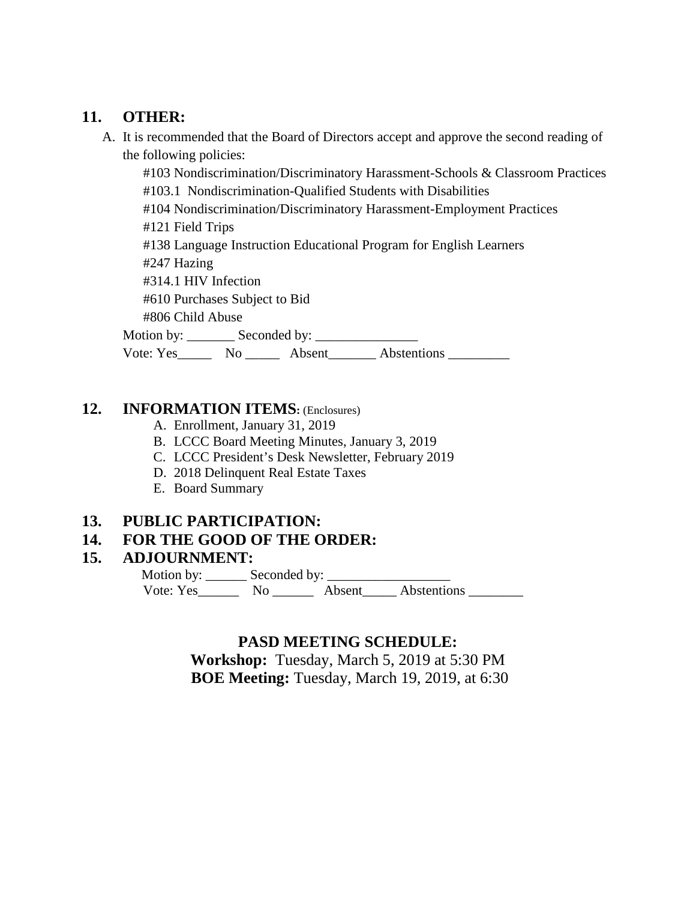## 11. OTHER:

A. It is recommended that the Board of Directors accept and approve the second reading of the following policies:

    #103 Nondiscrimination/Discriminatory Harassment-Schools & Classroom Practices
    #103.1 Nondiscrimination-Qualified Students with Disabilities
    #104 Nondiscrimination/Discriminatory Harassment-Employment Practices
    #121 Field Trips
    #138 Language Instruction Educational Program for English Learners
    #247 Hazing
    #314.1 HIV Infection
    #610 Purchases Subject to Bid
    #806 Child Abuse

    Motion by: _______ Seconded by: _______________
    Vote: Yes_____ No _____ Absent_______ Abstentions _________

## 12. INFORMATION ITEMS: (Enclosures)

A. Enrollment, January 31, 2019
B. LCCC Board Meeting Minutes, January 3, 2019
C. LCCC President's Desk Newsletter, February 2019
D. 2018 Delinquent Real Estate Taxes
E. Board Summary

## 13. PUBLIC PARTICIPATION:

## 14. FOR THE GOOD OF THE ORDER:

## 15. ADJOURNMENT:

Motion by: ______ Seconded by: __________________
Vote: Yes______ No ______ Absent_____ Abstentions ________

### PASD MEETING SCHEDULE:

**Workshop:** Tuesday, March 5, 2019 at 5:30 PM
**BOE Meeting:** Tuesday, March 19, 2019, at 6:30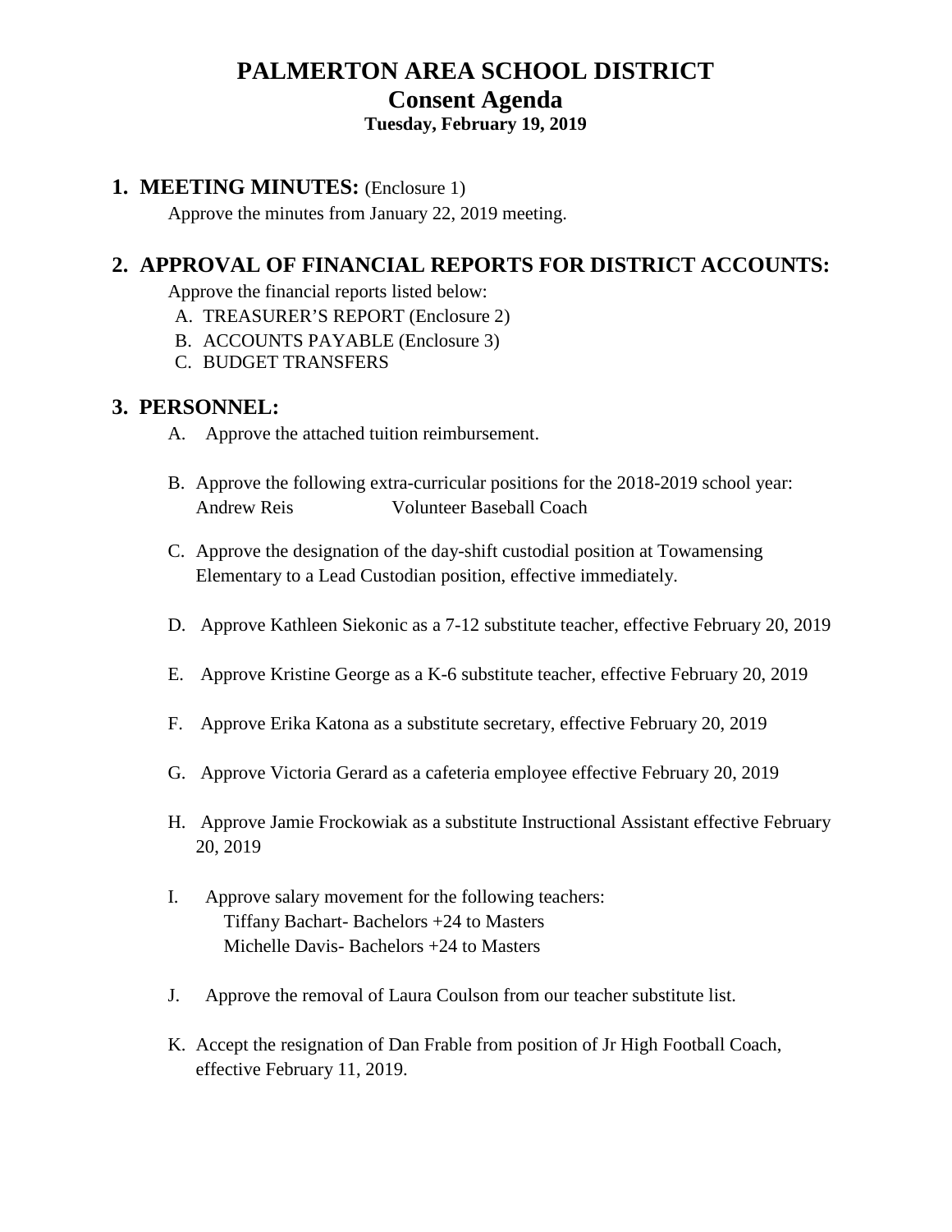# PALMERTON AREA SCHOOL DISTRICT
## Consent Agenda
### Tuesday, February 19, 2019

## 1. MEETING MINUTES: (Enclosure 1)

Approve the minutes from January 22, 2019 meeting.

## 2. APPROVAL OF FINANCIAL REPORTS FOR DISTRICT ACCOUNTS:

Approve the financial reports listed below:

A. TREASURER'S REPORT (Enclosure 2)
B. ACCOUNTS PAYABLE (Enclosure 3)
C. BUDGET TRANSFERS

## 3. PERSONNEL:

A. Approve the attached tuition reimbursement.

B. Approve the following extra-curricular positions for the 2018-2019 school year:
Andrew Reis — Volunteer Baseball Coach

C. Approve the designation of the day-shift custodial position at Towamensing Elementary to a Lead Custodian position, effective immediately.

D. Approve Kathleen Siekonic as a 7-12 substitute teacher, effective February 20, 2019

E. Approve Kristine George as a K-6 substitute teacher, effective February 20, 2019

F. Approve Erika Katona as a substitute secretary, effective February 20, 2019

G. Approve Victoria Gerard as a cafeteria employee effective February 20, 2019

H. Approve Jamie Frockowiak as a substitute Instructional Assistant effective February 20, 2019

I. Approve salary movement for the following teachers:
Tiffany Bachart- Bachelors +24 to Masters
Michelle Davis- Bachelors +24 to Masters

J. Approve the removal of Laura Coulson from our teacher substitute list.

K. Accept the resignation of Dan Frable from position of Jr High Football Coach, effective February 11, 2019.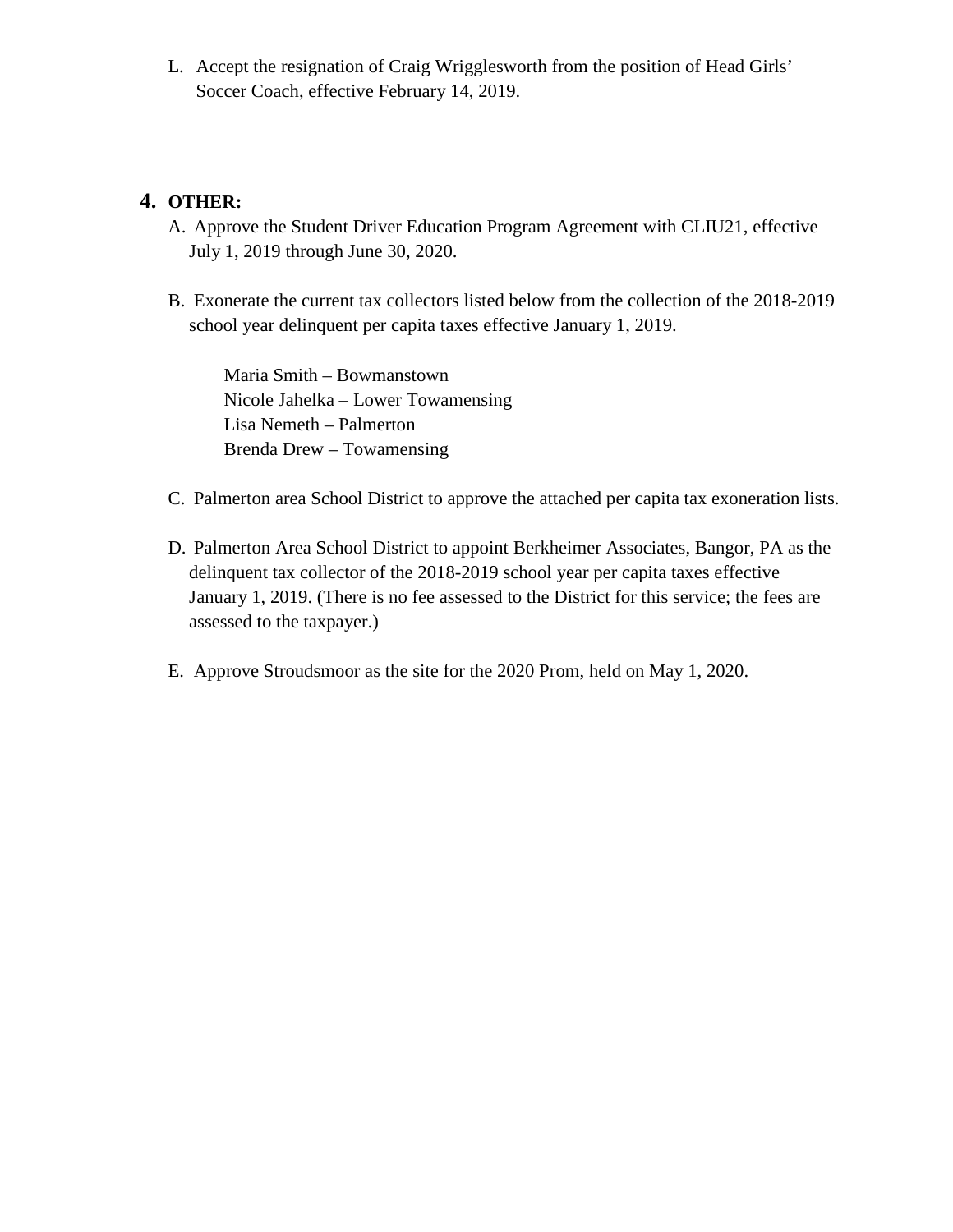L. Accept the resignation of Craig Wrigglesworth from the position of Head Girls' Soccer Coach, effective February 14, 2019.

4. **OTHER:**

A. Approve the Student Driver Education Program Agreement with CLIU21, effective July 1, 2019 through June 30, 2020.

B. Exonerate the current tax collectors listed below from the collection of the 2018-2019 school year delinquent per capita taxes effective January 1, 2019.

Maria Smith – Bowmanstown
Nicole Jahelka – Lower Towamensing
Lisa Nemeth – Palmerton
Brenda Drew – Towamensing

C. Palmerton area School District to approve the attached per capita tax exoneration lists.

D. Palmerton Area School District to appoint Berkheimer Associates, Bangor, PA as the delinquent tax collector of the 2018-2019 school year per capita taxes effective January 1, 2019. (There is no fee assessed to the District for this service; the fees are assessed to the taxpayer.)

E. Approve Stroudsmoor as the site for the 2020 Prom, held on May 1, 2020.